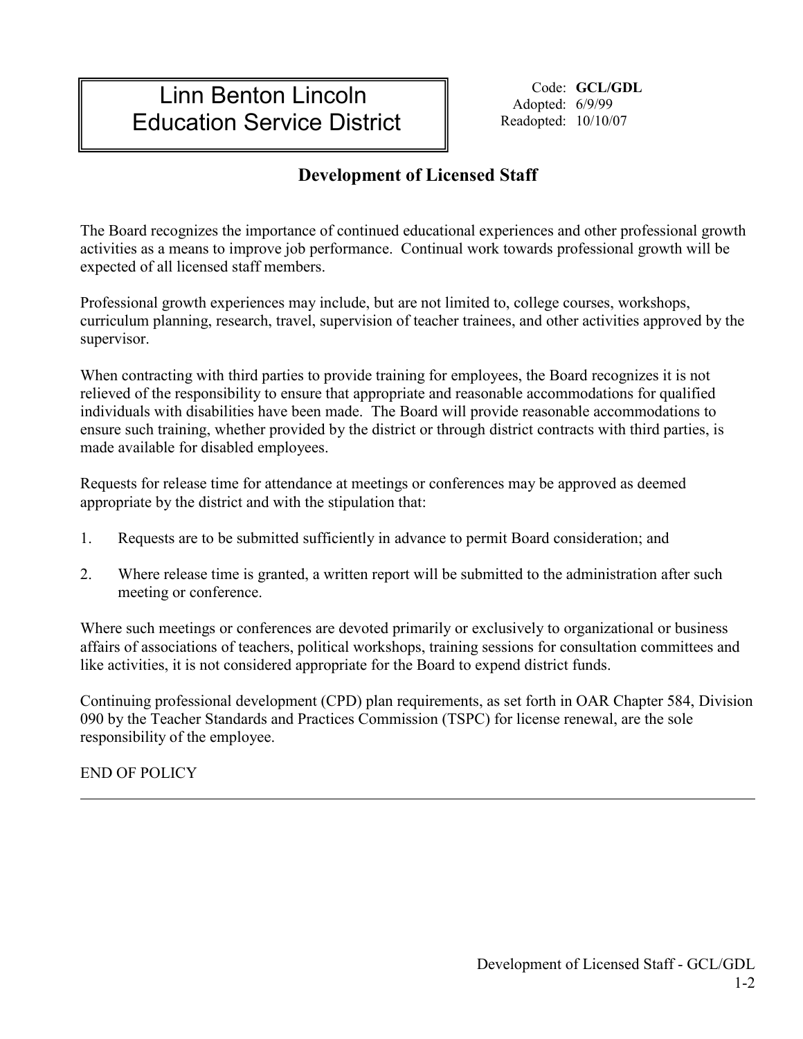# Linn Benton Lincoln Education Service District

Code: **GCL/GDL**
Adopted: 6/9/99
Readopted: 10/10/07

## Development of Licensed Staff

The Board recognizes the importance of continued educational experiences and other professional growth activities as a means to improve job performance. Continual work towards professional growth will be expected of all licensed staff members.

Professional growth experiences may include, but are not limited to, college courses, workshops, curriculum planning, research, travel, supervision of teacher trainees, and other activities approved by the supervisor.

When contracting with third parties to provide training for employees, the Board recognizes it is not relieved of the responsibility to ensure that appropriate and reasonable accommodations for qualified individuals with disabilities have been made. The Board will provide reasonable accommodations to ensure such training, whether provided by the district or through district contracts with third parties, is made available for disabled employees.

Requests for release time for attendance at meetings or conferences may be approved as deemed appropriate by the district and with the stipulation that:

1. Requests are to be submitted sufficiently in advance to permit Board consideration; and
2. Where release time is granted, a written report will be submitted to the administration after such meeting or conference.

Where such meetings or conferences are devoted primarily or exclusively to organizational or business affairs of associations of teachers, political workshops, training sessions for consultation committees and like activities, it is not considered appropriate for the Board to expend district funds.

Continuing professional development (CPD) plan requirements, as set forth in OAR Chapter 584, Division 090 by the Teacher Standards and Practices Commission (TSPC) for license renewal, are the sole responsibility of the employee.

END OF POLICY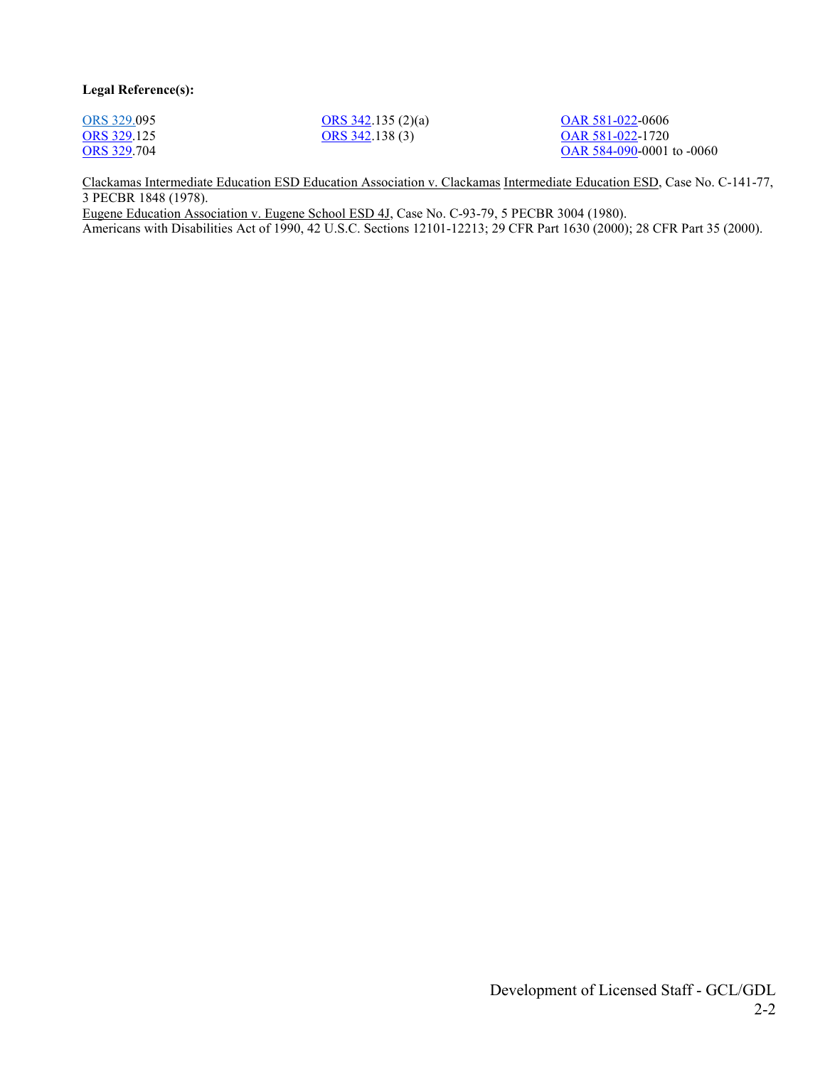**Legal Reference(s):**

| | | |
|---|---|---|
| ORS 329.095 | ORS 342.135 (2)(a) | OAR 581-022-0606 |
| ORS 329.125 | ORS 342.138 (3) | OAR 581-022-1720 |
| ORS 329.704 | | OAR 584-090-0001 to -0060 |

Clackamas Intermediate Education ESD Education Association v. Clackamas Intermediate Education ESD, Case No. C-141-77, 3 PECBR 1848 (1978).
Eugene Education Association v. Eugene School ESD 4J, Case No. C-93-79, 5 PECBR 3004 (1980).
Americans with Disabilities Act of 1990, 42 U.S.C. Sections 12101-12213; 29 CFR Part 1630 (2000); 28 CFR Part 35 (2000).